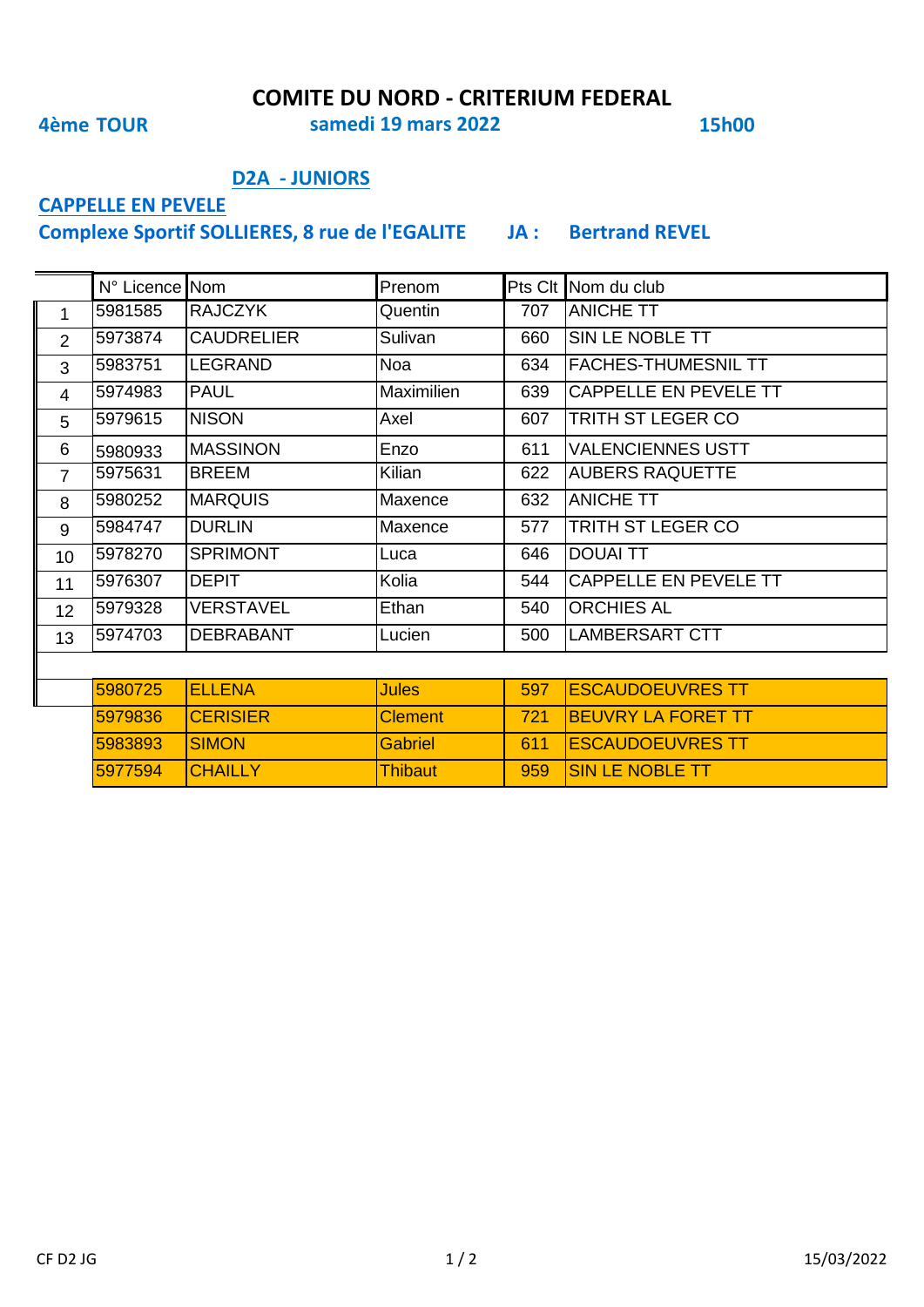# COMITE DU NORD - CRITERIUM FEDERAL

**4ème TOUR** **samedi 19 mars 2022** **15h00**

## D2A - JUNIORS

**CAPPELLE EN PEVELE**

**Complexe Sportif SOLLIERES, 8 rue de l'EGALITE** **JA : Bertrand REVEL**

| | N° Licence | Nom | Prenom | Pts Clt | Nom du club |
|---|---|---|---|---|---|
| 1 | 5981585 | RAJCZYK | Quentin | 707 | ANICHE TT |
| 2 | 5973874 | CAUDRELIER | Sulivan | 660 | SIN LE NOBLE TT |
| 3 | 5983751 | LEGRAND | Noa | 634 | FACHES-THUMESNIL TT |
| 4 | 5974983 | PAUL | Maximilien | 639 | CAPPELLE EN PEVELE TT |
| 5 | 5979615 | NISON | Axel | 607 | TRITH ST LEGER CO |
| 6 | 5980933 | MASSINON | Enzo | 611 | VALENCIENNES USTT |
| 7 | 5975631 | BREEM | Kilian | 622 | AUBERS RAQUETTE |
| 8 | 5980252 | MARQUIS | Maxence | 632 | ANICHE TT |
| 9 | 5984747 | DURLIN | Maxence | 577 | TRITH ST LEGER CO |
| 10 | 5978270 | SPRIMONT | Luca | 646 | DOUAI TT |
| 11 | 5976307 | DEPIT | Kolia | 544 | CAPPELLE EN PEVELE TT |
| 12 | 5979328 | VERSTAVEL | Ethan | 540 | ORCHIES AL |
| 13 | 5974703 | DEBRABANT | Lucien | 500 | LAMBERSART CTT |
| | | | | | |
| | 5980725 | ELLENA | Jules | 597 | ESCAUDOEUVRES TT |
| | 5979836 | CERISIER | Clement | 721 | BEUVRY LA FORET TT |
| | 5983893 | SIMON | Gabriel | 611 | ESCAUDOEUVRES TT |
| | 5977594 | CHAILLY | Thibaut | 959 | SIN LE NOBLE TT |

CF D2 JG

15/03/2022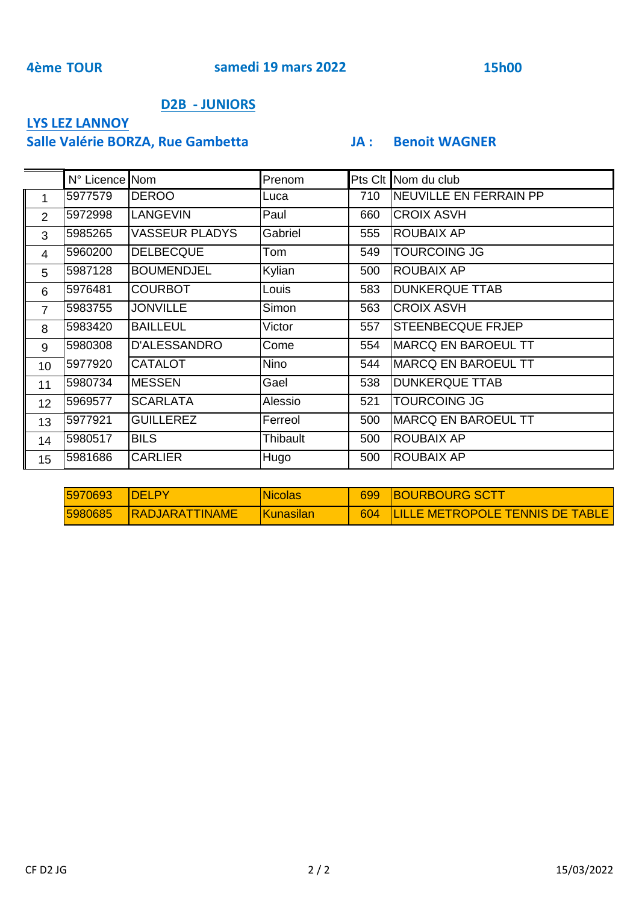**4ème TOUR** **samedi 19 mars 2022** **15h00**

## D2B - JUNIORS

**LYS LEZ LANNOY**

**Salle Valérie BORZA, Rue Gambetta** **JA : Benoit WAGNER**

| | N° Licence | Nom | Prenom | Pts Clt | Nom du club |
|---|---|---|---|---|---|
| 1 | 5977579 | DEROO | Luca | 710 | NEUVILLE EN FERRAIN PP |
| 2 | 5972998 | LANGEVIN | Paul | 660 | CROIX ASVH |
| 3 | 5985265 | VASSEUR PLADYS | Gabriel | 555 | ROUBAIX AP |
| 4 | 5960200 | DELBECQUE | Tom | 549 | TOURCOING JG |
| 5 | 5987128 | BOUMENDJEL | Kylian | 500 | ROUBAIX AP |
| 6 | 5976481 | COURBOT | Louis | 583 | DUNKERQUE TTAB |
| 7 | 5983755 | JONVILLE | Simon | 563 | CROIX ASVH |
| 8 | 5983420 | BAILLEUL | Victor | 557 | STEENBECQUE FRJEP |
| 9 | 5980308 | D'ALESSANDRO | Come | 554 | MARCQ EN BAROEUL TT |
| 10 | 5977920 | CATALOT | Nino | 544 | MARCQ EN BAROEUL TT |
| 11 | 5980734 | MESSEN | Gael | 538 | DUNKERQUE TTAB |
| 12 | 5969577 | SCARLATA | Alessio | 521 | TOURCOING JG |
| 13 | 5977921 | GUILLEREZ | Ferreol | 500 | MARCQ EN BAROEUL TT |
| 14 | 5980517 | BILS | Thibault | 500 | ROUBAIX AP |
| 15 | 5981686 | CARLIER | Hugo | 500 | ROUBAIX AP |

| | | | | |
|---|---|---|---|---|
| 5970693 | DELPY | Nicolas | 699 | BOURBOURG SCTT |
| 5980685 | RADJARATTINAME | Kunasilan | 604 | LILLE METROPOLE TENNIS DE TABLE |